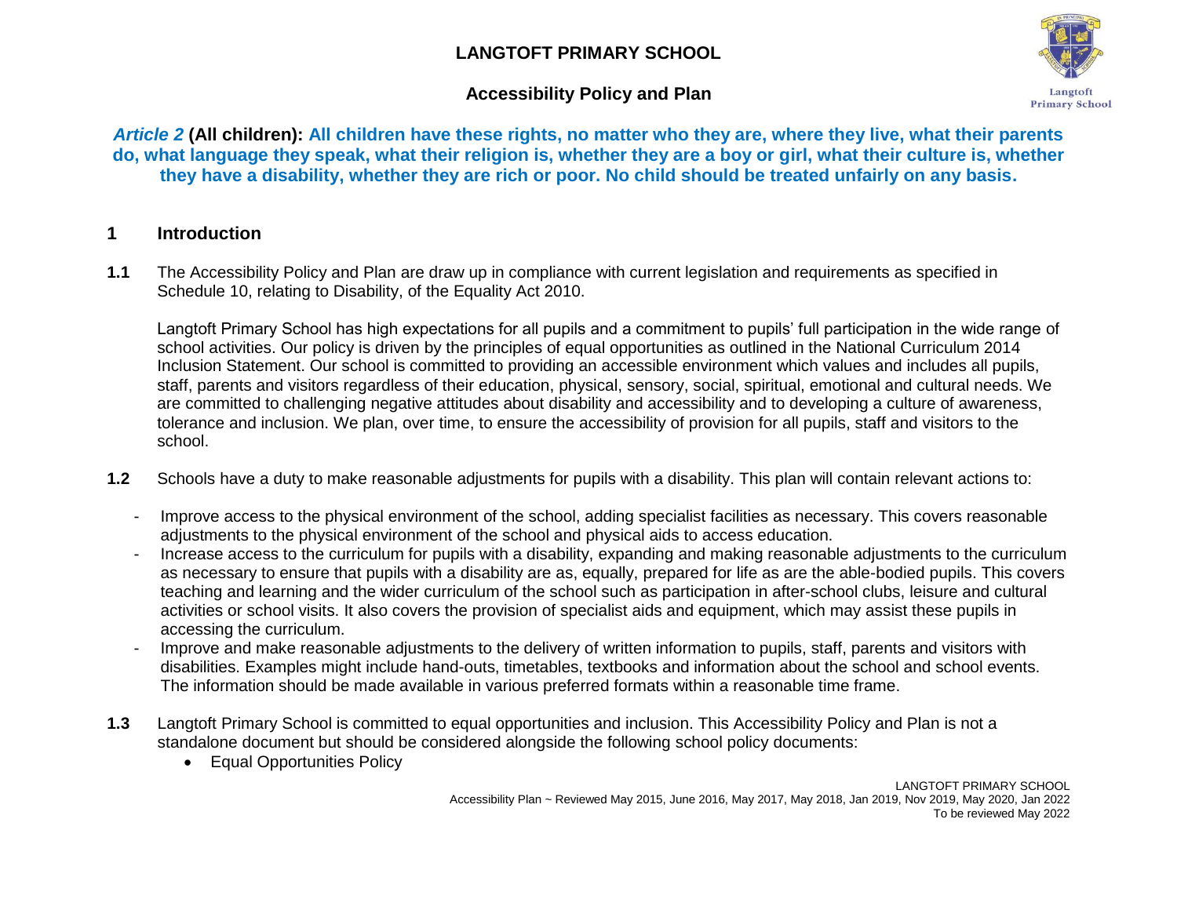# LANGTOFT PRIMARY SCHOOL

## Accessibility Policy and Plan

***Article 2*** **(All children): All children have these rights, no matter who they are, where they live, what their parents do, what language they speak, what their religion is, whether they are a boy or girl, what their culture is, whether they have a disability, whether they are rich or poor. No child should be treated unfairly on any basis.**

## 1 Introduction

**1.1** The Accessibility Policy and Plan are draw up in compliance with current legislation and requirements as specified in Schedule 10, relating to Disability, of the Equality Act 2010.

Langtoft Primary School has high expectations for all pupils and a commitment to pupils' full participation in the wide range of school activities. Our policy is driven by the principles of equal opportunities as outlined in the National Curriculum 2014 Inclusion Statement. Our school is committed to providing an accessible environment which values and includes all pupils, staff, parents and visitors regardless of their education, physical, sensory, social, spiritual, emotional and cultural needs. We are committed to challenging negative attitudes about disability and accessibility and to developing a culture of awareness, tolerance and inclusion. We plan, over time, to ensure the accessibility of provision for all pupils, staff and visitors to the school.

**1.2** Schools have a duty to make reasonable adjustments for pupils with a disability. This plan will contain relevant actions to:

- Improve access to the physical environment of the school, adding specialist facilities as necessary. This covers reasonable adjustments to the physical environment of the school and physical aids to access education.
- Increase access to the curriculum for pupils with a disability, expanding and making reasonable adjustments to the curriculum as necessary to ensure that pupils with a disability are as, equally, prepared for life as are the able-bodied pupils. This covers teaching and learning and the wider curriculum of the school such as participation in after-school clubs, leisure and cultural activities or school visits. It also covers the provision of specialist aids and equipment, which may assist these pupils in accessing the curriculum.
- Improve and make reasonable adjustments to the delivery of written information to pupils, staff, parents and visitors with disabilities. Examples might include hand-outs, timetables, textbooks and information about the school and school events. The information should be made available in various preferred formats within a reasonable time frame.

**1.3** Langtoft Primary School is committed to equal opportunities and inclusion. This Accessibility Policy and Plan is not a standalone document but should be considered alongside the following school policy documents:

- Equal Opportunities Policy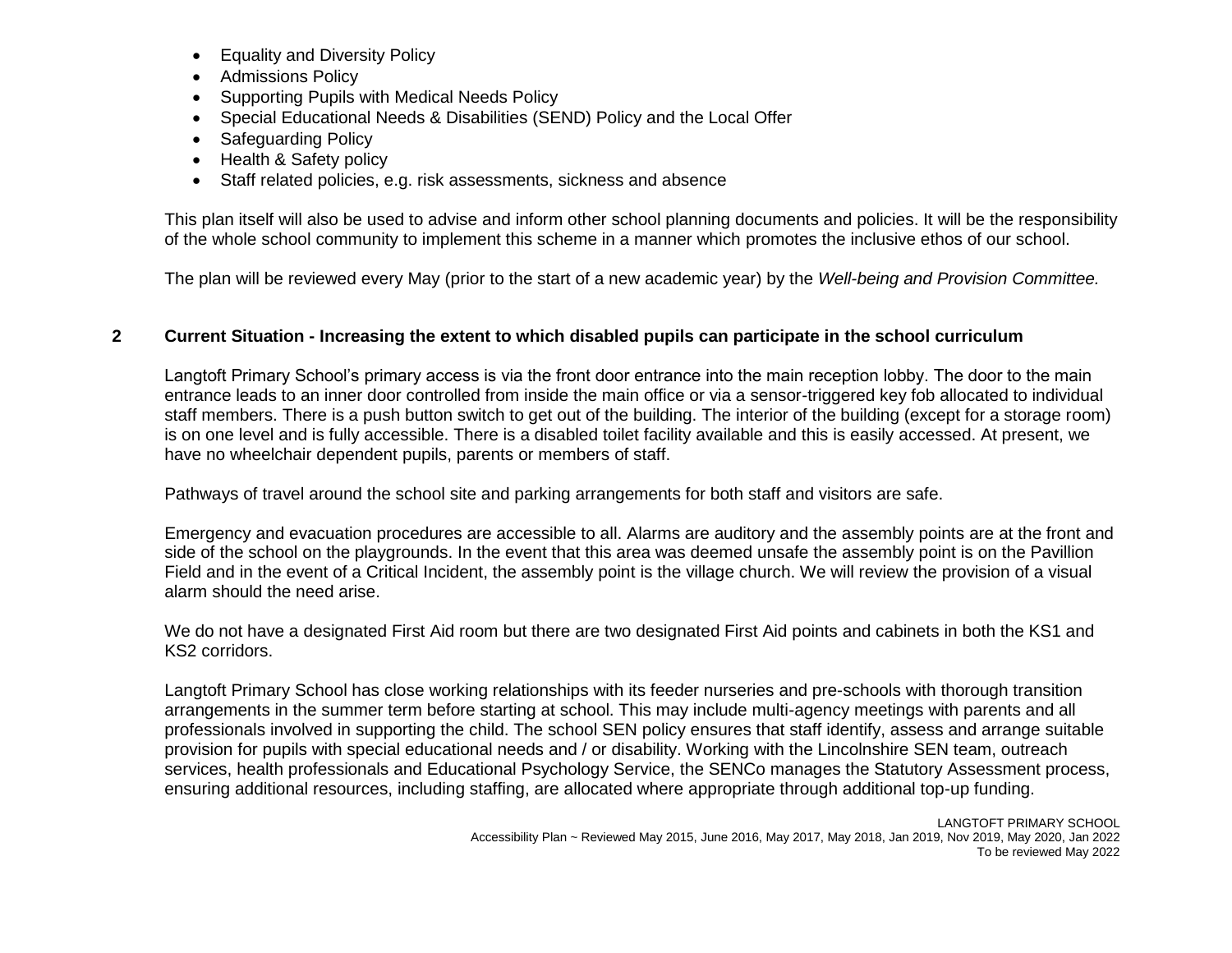- Equality and Diversity Policy
- Admissions Policy
- Supporting Pupils with Medical Needs Policy
- Special Educational Needs & Disabilities (SEND) Policy and the Local Offer
- Safeguarding Policy
- Health & Safety policy
- Staff related policies, e.g. risk assessments, sickness and absence

This plan itself will also be used to advise and inform other school planning documents and policies. It will be the responsibility of the whole school community to implement this scheme in a manner which promotes the inclusive ethos of our school.

The plan will be reviewed every May (prior to the start of a new academic year) by the *Well-being and Provision Committee.*

## 2 Current Situation - Increasing the extent to which disabled pupils can participate in the school curriculum

Langtoft Primary School's primary access is via the front door entrance into the main reception lobby. The door to the main entrance leads to an inner door controlled from inside the main office or via a sensor-triggered key fob allocated to individual staff members. There is a push button switch to get out of the building. The interior of the building (except for a storage room) is on one level and is fully accessible. There is a disabled toilet facility available and this is easily accessed. At present, we have no wheelchair dependent pupils, parents or members of staff.

Pathways of travel around the school site and parking arrangements for both staff and visitors are safe.

Emergency and evacuation procedures are accessible to all. Alarms are auditory and the assembly points are at the front and side of the school on the playgrounds. In the event that this area was deemed unsafe the assembly point is on the Pavillion Field and in the event of a Critical Incident, the assembly point is the village church. We will review the provision of a visual alarm should the need arise.

We do not have a designated First Aid room but there are two designated First Aid points and cabinets in both the KS1 and KS2 corridors.

Langtoft Primary School has close working relationships with its feeder nurseries and pre-schools with thorough transition arrangements in the summer term before starting at school. This may include multi-agency meetings with parents and all professionals involved in supporting the child. The school SEN policy ensures that staff identify, assess and arrange suitable provision for pupils with special educational needs and / or disability. Working with the Lincolnshire SEN team, outreach services, health professionals and Educational Psychology Service, the SENCo manages the Statutory Assessment process, ensuring additional resources, including staffing, are allocated where appropriate through additional top-up funding.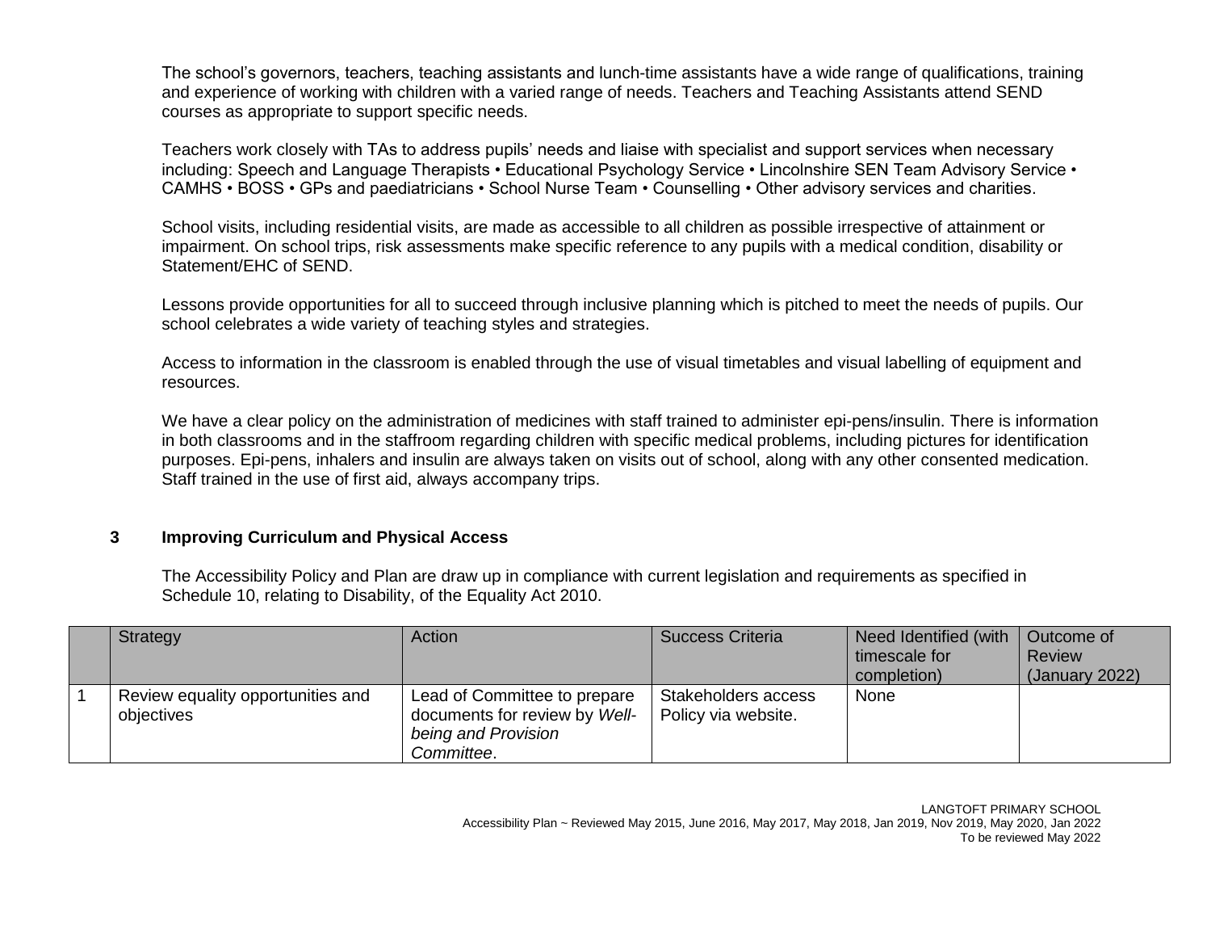The school's governors, teachers, teaching assistants and lunch-time assistants have a wide range of qualifications, training and experience of working with children with a varied range of needs. Teachers and Teaching Assistants attend SEND courses as appropriate to support specific needs.

Teachers work closely with TAs to address pupils' needs and liaise with specialist and support services when necessary including: Speech and Language Therapists • Educational Psychology Service • Lincolnshire SEN Team Advisory Service • CAMHS • BOSS • GPs and paediatricians • School Nurse Team • Counselling • Other advisory services and charities.

School visits, including residential visits, are made as accessible to all children as possible irrespective of attainment or impairment. On school trips, risk assessments make specific reference to any pupils with a medical condition, disability or Statement/EHC of SEND.

Lessons provide opportunities for all to succeed through inclusive planning which is pitched to meet the needs of pupils. Our school celebrates a wide variety of teaching styles and strategies.

Access to information in the classroom is enabled through the use of visual timetables and visual labelling of equipment and resources.

We have a clear policy on the administration of medicines with staff trained to administer epi-pens/insulin. There is information in both classrooms and in the staffroom regarding children with specific medical problems, including pictures for identification purposes. Epi-pens, inhalers and insulin are always taken on visits out of school, along with any other consented medication. Staff trained in the use of first aid, always accompany trips.

## 3 Improving Curriculum and Physical Access

The Accessibility Policy and Plan are draw up in compliance with current legislation and requirements as specified in Schedule 10, relating to Disability, of the Equality Act 2010.

| | Strategy | Action | Success Criteria | Need Identified (with timescale for completion) | Outcome of Review (January 2022) |
|---|---|---|---|---|---|
| 1 | Review equality opportunities and objectives | Lead of Committee to prepare documents for review by *Well-being and Provision Committee*. | Stakeholders access Policy via website. | None | |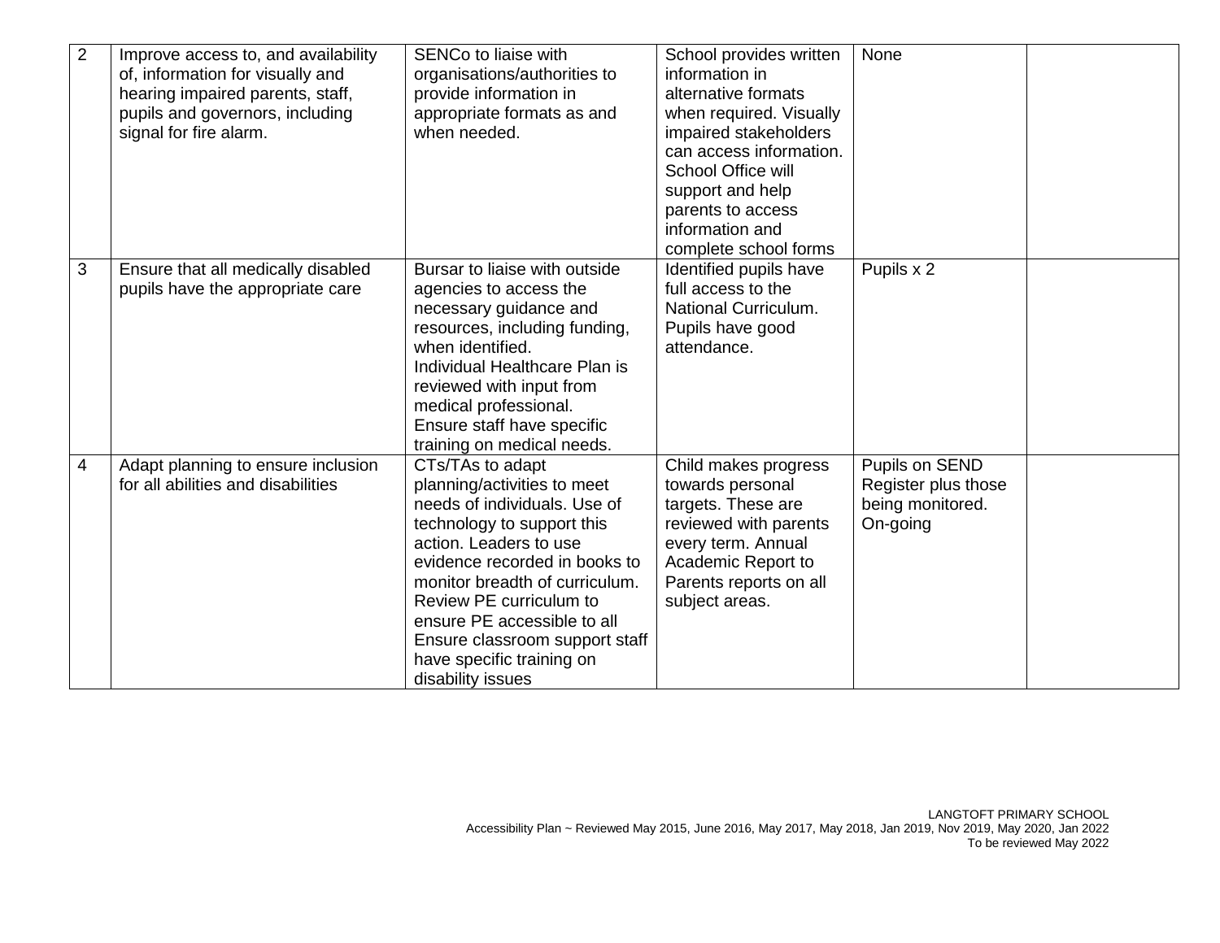| 2 | Improve access to, and availability of, information for visually and hearing impaired parents, staff, pupils and governors, including signal for fire alarm. | SENCo to liaise with organisations/authorities to provide information in appropriate formats as and when needed. | School provides written information in alternative formats when required. Visually impaired stakeholders can access information. School Office will support and help parents to access information and complete school forms | None | |
|---|---|---|---|---|---|
| 3 | Ensure that all medically disabled pupils have the appropriate care | Bursar to liaise with outside agencies to access the necessary guidance and resources, including funding, when identified.<br>Individual Healthcare Plan is reviewed with input from medical professional.<br>Ensure staff have specific training on medical needs. | Identified pupils have full access to the National Curriculum. Pupils have good attendance. | Pupils x 2 | |
| 4 | Adapt planning to ensure inclusion for all abilities and disabilities | CTs/TAs to adapt planning/activities to meet needs of individuals. Use of technology to support this action. Leaders to use evidence recorded in books to monitor breadth of curriculum. Review PE curriculum to ensure PE accessible to all Ensure classroom support staff have specific training on disability issues | Child makes progress towards personal targets. These are reviewed with parents every term. Annual Academic Report to Parents reports on all subject areas. | Pupils on SEND Register plus those being monitored. On-going | |

LANGTOFT PRIMARY SCHOOL
Accessibility Plan ~ Reviewed May 2015, June 2016, May 2017, May 2018, Jan 2019, Nov 2019, May 2020, Jan 2022
To be reviewed May 2022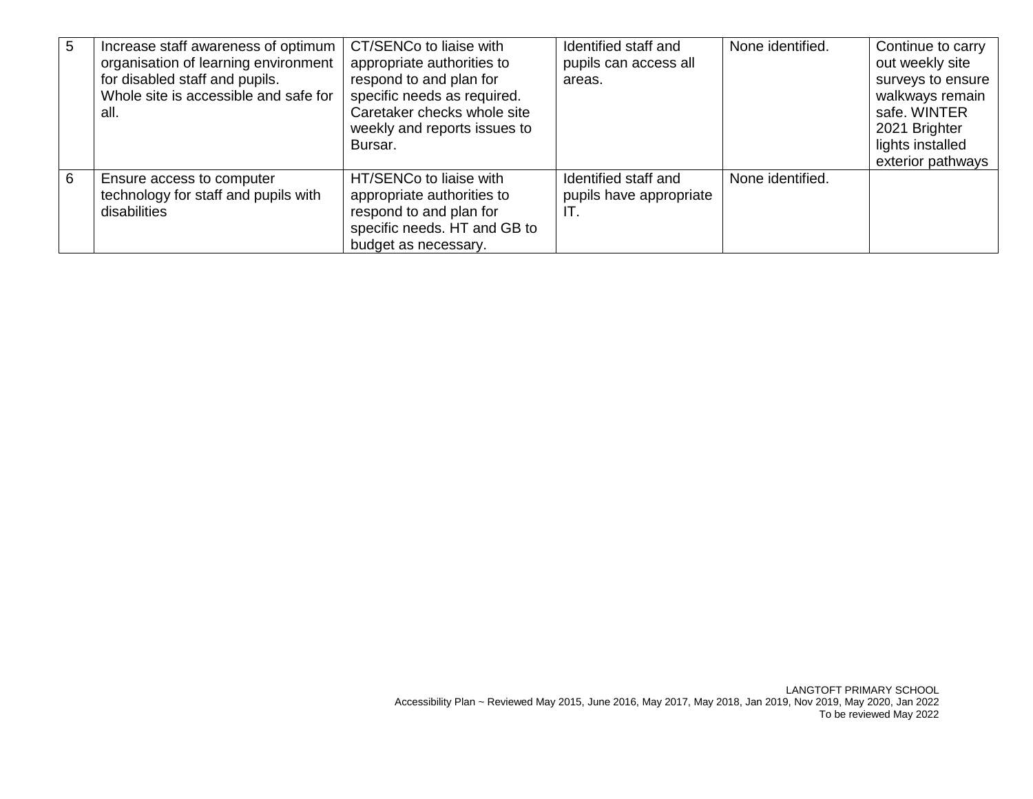| | | | | | |
|---|---|---|---|---|---|
| 5 | Increase staff awareness of optimum organisation of learning environment for disabled staff and pupils. Whole site is accessible and safe for all. | CT/SENCo to liaise with appropriate authorities to respond to and plan for specific needs as required. Caretaker checks whole site weekly and reports issues to Bursar. | Identified staff and pupils can access all areas. | None identified. | Continue to carry out weekly site surveys to ensure walkways remain safe. WINTER 2021 Brighter lights installed exterior pathways |
| 6 | Ensure access to computer technology for staff and pupils with disabilities | HT/SENCo to liaise with appropriate authorities to respond to and plan for specific needs. HT and GB to budget as necessary. | Identified staff and pupils have appropriate IT. | None identified. | |

LANGTOFT PRIMARY SCHOOL
Accessibility Plan ~ Reviewed May 2015, June 2016, May 2017, May 2018, Jan 2019, Nov 2019, May 2020, Jan 2022
To be reviewed May 2022